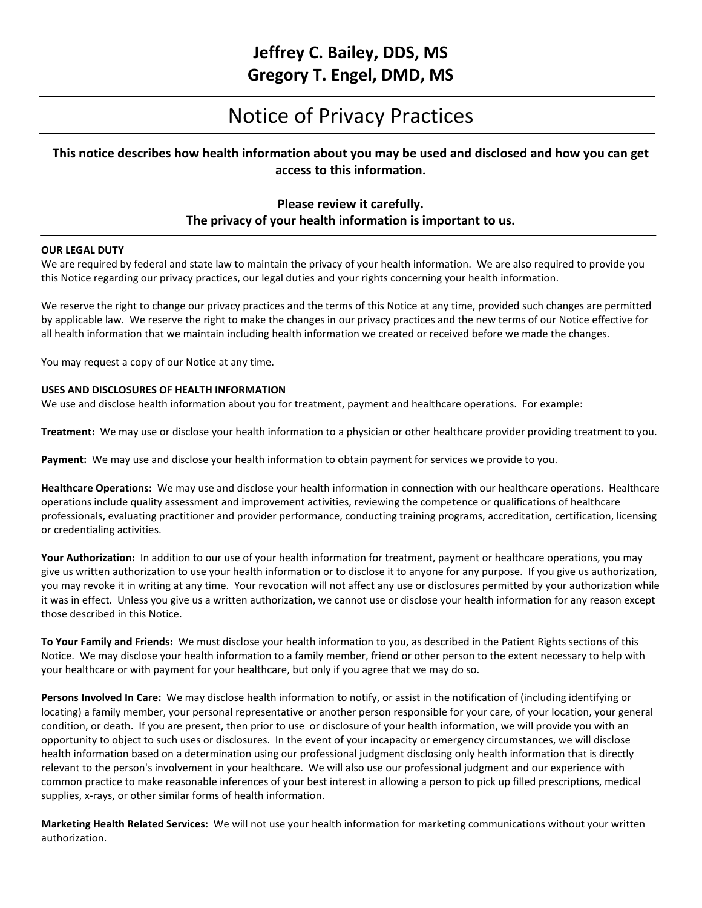# Jeffrey C. Bailey, DDS, MS
# Gregory T. Engel, DMD, MS

---

# Notice of Privacy Practices

---

### This notice describes how health information about you may be used and disclosed and how you can get access to this information.

### Please review it carefully.
### The privacy of your health information is important to us.

---

**OUR LEGAL DUTY**
We are required by federal and state law to maintain the privacy of your health information. We are also required to provide you this Notice regarding our privacy practices, our legal duties and your rights concerning your health information.

We reserve the right to change our privacy practices and the terms of this Notice at any time, provided such changes are permitted by applicable law. We reserve the right to make the changes in our privacy practices and the new terms of our Notice effective for all health information that we maintain including health information we created or received before we made the changes.

You may request a copy of our Notice at any time.

---

**USES AND DISCLOSURES OF HEALTH INFORMATION**
We use and disclose health information about you for treatment, payment and healthcare operations. For example:

**Treatment:** We may use or disclose your health information to a physician or other healthcare provider providing treatment to you.

**Payment:** We may use and disclose your health information to obtain payment for services we provide to you.

**Healthcare Operations:** We may use and disclose your health information in connection with our healthcare operations. Healthcare operations include quality assessment and improvement activities, reviewing the competence or qualifications of healthcare professionals, evaluating practitioner and provider performance, conducting training programs, accreditation, certification, licensing or credentialing activities.

**Your Authorization:** In addition to our use of your health information for treatment, payment or healthcare operations, you may give us written authorization to use your health information or to disclose it to anyone for any purpose. If you give us authorization, you may revoke it in writing at any time. Your revocation will not affect any use or disclosures permitted by your authorization while it was in effect. Unless you give us a written authorization, we cannot use or disclose your health information for any reason except those described in this Notice.

**To Your Family and Friends:** We must disclose your health information to you, as described in the Patient Rights sections of this Notice. We may disclose your health information to a family member, friend or other person to the extent necessary to help with your healthcare or with payment for your healthcare, but only if you agree that we may do so.

**Persons Involved In Care:** We may disclose health information to notify, or assist in the notification of (including identifying or locating) a family member, your personal representative or another person responsible for your care, of your location, your general condition, or death. If you are present, then prior to use or disclosure of your health information, we will provide you with an opportunity to object to such uses or disclosures. In the event of your incapacity or emergency circumstances, we will disclose health information based on a determination using our professional judgment disclosing only health information that is directly relevant to the person's involvement in your healthcare. We will also use our professional judgment and our experience with common practice to make reasonable inferences of your best interest in allowing a person to pick up filled prescriptions, medical supplies, x-rays, or other similar forms of health information.

**Marketing Health Related Services:** We will not use your health information for marketing communications without your written authorization.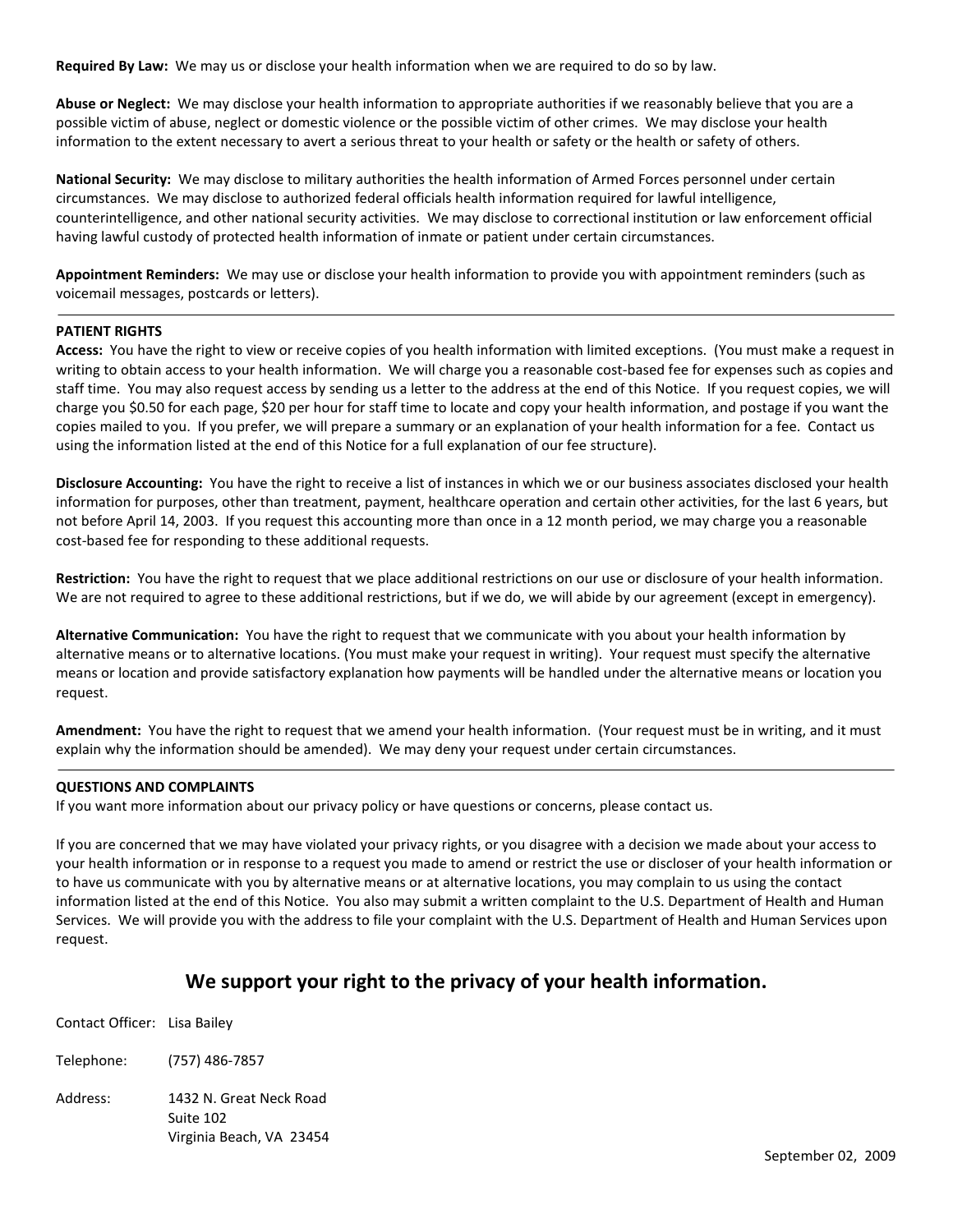**Required By Law:** We may us or disclose your health information when we are required to do so by law.

**Abuse or Neglect:** We may disclose your health information to appropriate authorities if we reasonably believe that you are a possible victim of abuse, neglect or domestic violence or the possible victim of other crimes. We may disclose your health information to the extent necessary to avert a serious threat to your health or safety or the health or safety of others.

**National Security:** We may disclose to military authorities the health information of Armed Forces personnel under certain circumstances. We may disclose to authorized federal officials health information required for lawful intelligence, counterintelligence, and other national security activities. We may disclose to correctional institution or law enforcement official having lawful custody of protected health information of inmate or patient under certain circumstances.

**Appointment Reminders:** We may use or disclose your health information to provide you with appointment reminders (such as voicemail messages, postcards or letters).

---

**PATIENT RIGHTS**

**Access:** You have the right to view or receive copies of you health information with limited exceptions. (You must make a request in writing to obtain access to your health information. We will charge you a reasonable cost-based fee for expenses such as copies and staff time. You may also request access by sending us a letter to the address at the end of this Notice. If you request copies, we will charge you $0.50 for each page, $20 per hour for staff time to locate and copy your health information, and postage if you want the copies mailed to you. If you prefer, we will prepare a summary or an explanation of your health information for a fee. Contact us using the information listed at the end of this Notice for a full explanation of our fee structure).

**Disclosure Accounting:** You have the right to receive a list of instances in which we or our business associates disclosed your health information for purposes, other than treatment, payment, healthcare operation and certain other activities, for the last 6 years, but not before April 14, 2003. If you request this accounting more than once in a 12 month period, we may charge you a reasonable cost-based fee for responding to these additional requests.

**Restriction:** You have the right to request that we place additional restrictions on our use or disclosure of your health information. We are not required to agree to these additional restrictions, but if we do, we will abide by our agreement (except in emergency).

**Alternative Communication:** You have the right to request that we communicate with you about your health information by alternative means or to alternative locations. (You must make your request in writing). Your request must specify the alternative means or location and provide satisfactory explanation how payments will be handled under the alternative means or location you request.

**Amendment:** You have the right to request that we amend your health information. (Your request must be in writing, and it must explain why the information should be amended). We may deny your request under certain circumstances.

---

**QUESTIONS AND COMPLAINTS**

If you want more information about our privacy policy or have questions or concerns, please contact us.

If you are concerned that we may have violated your privacy rights, or you disagree with a decision we made about your access to your health information or in response to a request you made to amend or restrict the use or discloser of your health information or to have us communicate with you by alternative means or at alternative locations, you may complain to us using the contact information listed at the end of this Notice. You also may submit a written complaint to the U.S. Department of Health and Human Services. We will provide you with the address to file your complaint with the U.S. Department of Health and Human Services upon request.

## We support your right to the privacy of your health information.

Contact Officer: Lisa Bailey

Telephone: (757) 486-7857

Address: 1432 N. Great Neck Road
Suite 102
Virginia Beach, VA 23454

September 02, 2009